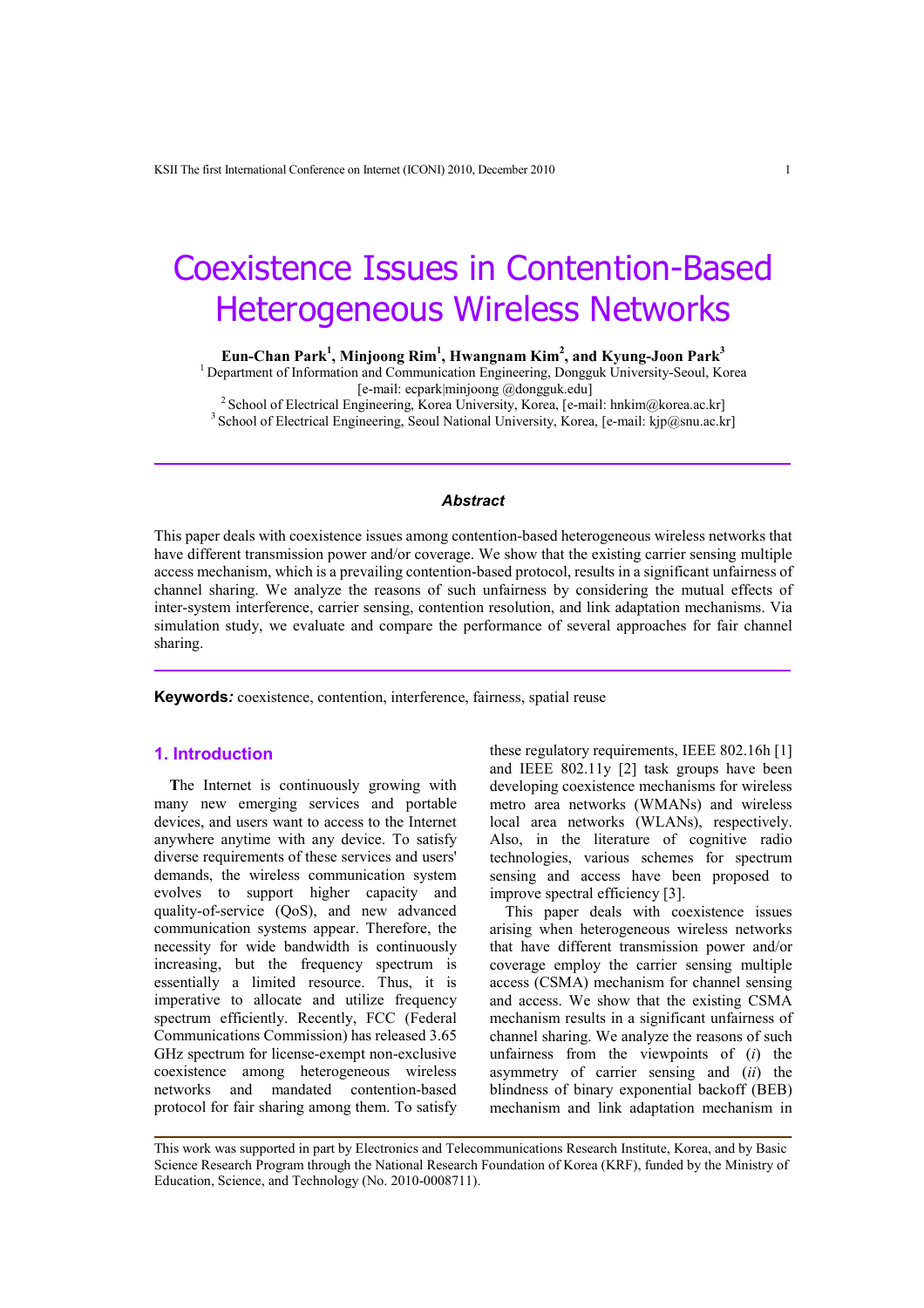# Coexistence Issues in Contention-Based Heterogeneous Wireless Networks

**Eun-Chan Park[1], Minjoong Rim[1], Hwangnam Kim[2], and Kyung-Joon Park[3]**

[1] Department of Information and Communication Engineering, Dongguk University-Seoul, Korea [e-mail: ecpark|minjoong @dongguk.edu]

[2] School of Electrical Engineering, Korea University, Korea, [e-mail: hnkim@korea.ac.kr]

[3] School of Electrical Engineering, Seoul National University, Korea, [e-mail: kjp@snu.ac.kr]

### *Abstract*

This paper deals with coexistence issues among contention-based heterogeneous wireless networks that have different transmission power and/or coverage. We show that the existing carrier sensing multiple access mechanism, which is a prevailing contention-based protocol, results in a significant unfairness of channel sharing. We analyze the reasons of such unfairness by considering the mutual effects of inter-system interference, carrier sensing, contention resolution, and link adaptation mechanisms. Via simulation study, we evaluate and compare the performance of several approaches for fair channel sharing.

**Keywords*:*** coexistence, contention, interference, fairness, spatial reuse

## 1. Introduction

The Internet is continuously growing with many new emerging services and portable devices, and users want to access to the Internet anywhere anytime with any device. To satisfy diverse requirements of these services and users' demands, the wireless communication system evolves to support higher capacity and quality-of-service (QoS), and new advanced communication systems appear. Therefore, the necessity for wide bandwidth is continuously increasing, but the frequency spectrum is essentially a limited resource. Thus, it is imperative to allocate and utilize frequency spectrum efficiently. Recently, FCC (Federal Communications Commission) has released 3.65 GHz spectrum for license-exempt non-exclusive coexistence among heterogeneous wireless networks and mandated contention-based protocol for fair sharing among them. To satisfy these regulatory requirements, IEEE 802.16h [1] and IEEE 802.11y [2] task groups have been developing coexistence mechanisms for wireless metro area networks (WMANs) and wireless local area networks (WLANs), respectively. Also, in the literature of cognitive radio technologies, various schemes for spectrum sensing and access have been proposed to improve spectral efficiency [3].

This paper deals with coexistence issues arising when heterogeneous wireless networks that have different transmission power and/or coverage employ the carrier sensing multiple access (CSMA) mechanism for channel sensing and access. We show that the existing CSMA mechanism results in a significant unfairness of channel sharing. We analyze the reasons of such unfairness from the viewpoints of (*i*) the asymmetry of carrier sensing and (*ii*) the blindness of binary exponential backoff (BEB) mechanism and link adaptation mechanism in

This work was supported in part by Electronics and Telecommunications Research Institute, Korea, and by Basic Science Research Program through the National Research Foundation of Korea (KRF), funded by the Ministry of Education, Science, and Technology (No. 2010-0008711).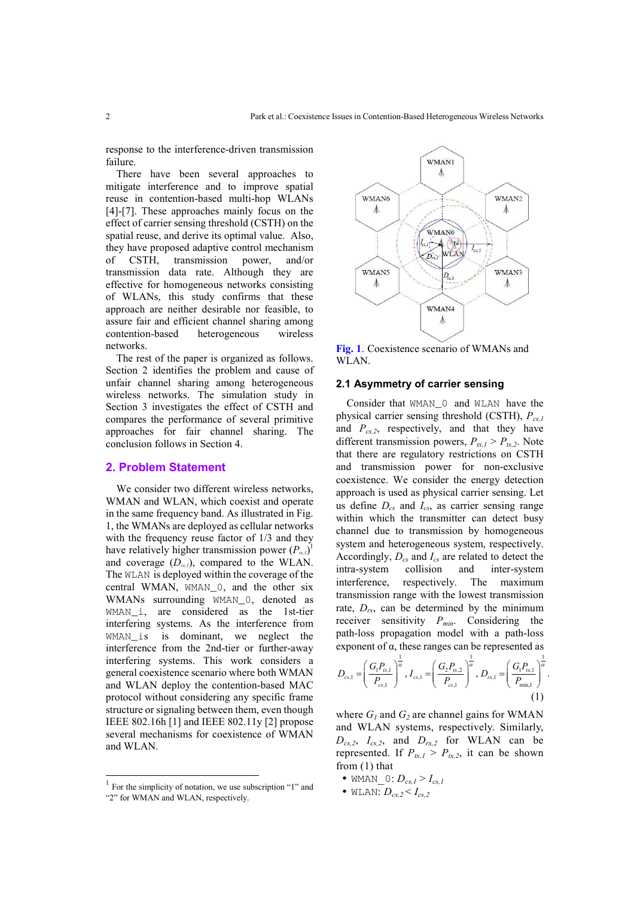response to the interference-driven transmission failure.

There have been several approaches to mitigate interference and to improve spatial reuse in contention-based multi-hop WLANs [4]-[7]. These approaches mainly focus on the effect of carrier sensing threshold (CSTH) on the spatial reuse, and derive its optimal value. Also, they have proposed adaptive control mechanism of CSTH, transmission power, and/or transmission data rate. Although they are effective for homogeneous networks consisting of WLANs, this study confirms that these approach are neither desirable nor feasible, to assure fair and efficient channel sharing among contention-based heterogeneous wireless networks.

The rest of the paper is organized as follows. Section 2 identifies the problem and cause of unfair channel sharing among heterogeneous wireless networks. The simulation study in Section 3 investigates the effect of CSTH and compares the performance of several primitive approaches for fair channel sharing. The conclusion follows in Section 4.

## 2. Problem Statement

We consider two different wireless networks, WMAN and WLAN, which coexist and operate in the same frequency band. As illustrated in Fig. 1, the WMANs are deployed as cellular networks with the frequency reuse factor of 1/3 and they have relatively higher transmission power ($P_{tx,1}$)[1] and coverage ($D_{rx,1}$), compared to the WLAN. The WLAN is deployed within the coverage of the central WMAN, WMAN_0, and the other six WMANs surrounding WMAN_0, denoted as WMAN_i, are considered as the 1st-tier interfering systems. As the interference from WMAN_is is dominant, we neglect the interference from the 2nd-tier or further-away interfering systems. This work considers a general coexistence scenario where both WMAN and WLAN deploy the contention-based MAC protocol without considering any specific frame structure or signaling between them, even though IEEE 802.16h [1] and IEEE 802.11y [2] propose several mechanisms for coexistence of WMAN and WLAN.

[1] For the simplicity of notation, we use subscription "1" and "2" for WMAN and WLAN, respectively.

**Fig. 1**. Coexistence scenario of WMANs and WLAN.

### 2.1 Asymmetry of carrier sensing

Consider that WMAN_0 and WLAN have the physical carrier sensing threshold (CSTH), $P_{cs,1}$ and $P_{cs,2}$, respectively, and that they have different transmission powers, $P_{tx,1} > P_{tx,2}$. Note that there are regulatory restrictions on CSTH and transmission power for non-exclusive coexistence. We consider the energy detection approach is used as physical carrier sensing. Let us define $D_{cs}$ and $I_{cs}$, as carrier sensing range within which the transmitter can detect busy channel due to transmission by homogeneous system and heterogeneous system, respectively. Accordingly, $D_{cs}$ and $I_{cs}$ are related to the intra-system collision and inter-system interference, respectively. The maximum transmission range with the lowest transmission rate, $D_{rx}$, can be determined by the minimum receiver sensitivity $P_{min}$. Considering the path-loss propagation model with a path-loss exponent of α, these ranges can be represented as

$$D_{cs,1} = \left(\frac{G_1 P_{tx,1}}{P_{cs,1}}\right)^{\frac{1}{\alpha}},\ I_{cs,1} = \left(\frac{G_2 P_{tx,2}}{P_{cs,1}}\right)^{\frac{1}{\alpha}},\ D_{rx,1} = \left(\frac{G_1 P_{tx,1}}{P_{\min,1}}\right)^{\frac{1}{\alpha}}. \quad (1)$$

where $G_1$ and $G_2$ are channel gains for WMAN and WLAN systems, respectively. Similarly, $D_{cs,2}$, $I_{cs,2}$, and $D_{rx,2}$ for WLAN can be represented. If $P_{tx,1} > P_{tx,2}$, it can be shown from (1) that

- WMAN_0: $D_{cs,1} > I_{cs,1}$
- WLAN: $D_{cs,2} < I_{cs,2}$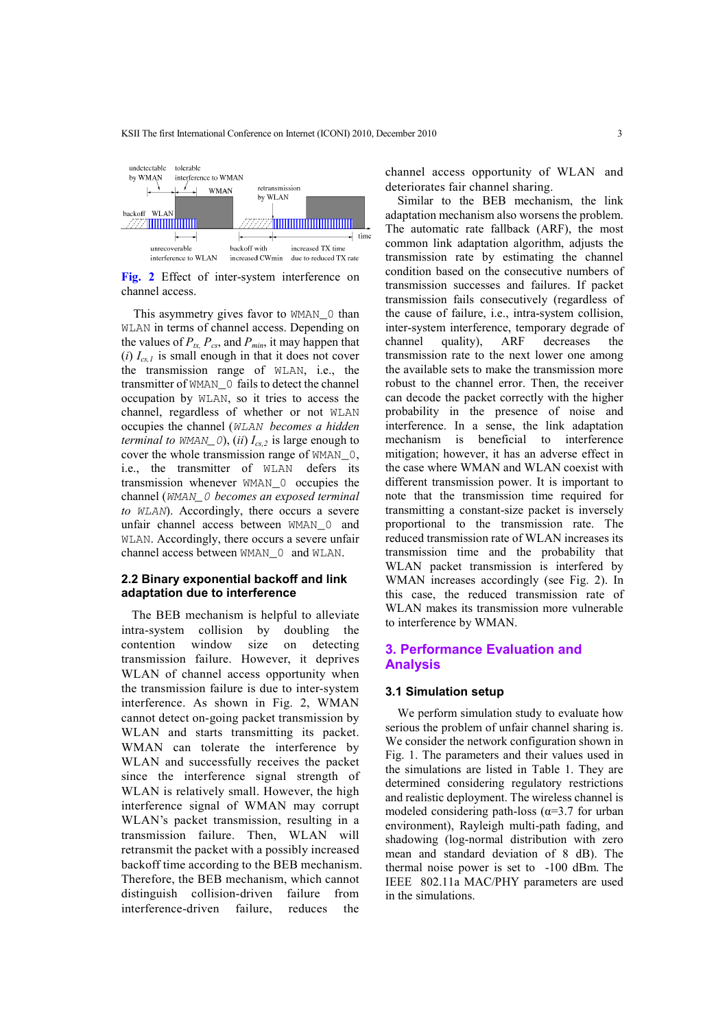Fig. 2 Effect of inter-system interference on channel access.

This asymmetry gives favor to WMAN_0 than WLAN in terms of channel access. Depending on the values of $P_{tx}$, $P_{cs}$, and $P_{min}$, it may happen that (*i*) $I_{cs,1}$ is small enough in that it does not cover the transmission range of WLAN, i.e., the transmitter of WMAN_0 fails to detect the channel occupation by WLAN, so it tries to access the channel, regardless of whether or not WLAN occupies the channel (*WLAN becomes a hidden terminal to WMAN_0*), (*ii*) $I_{cs,2}$ is large enough to cover the whole transmission range of WMAN_0, i.e., the transmitter of WLAN defers its transmission whenever WMAN_0 occupies the channel (*WMAN_0 becomes an exposed terminal to WLAN*). Accordingly, there occurs a severe unfair channel access between WMAN_0 and WLAN. Accordingly, there occurs a severe unfair channel access between WMAN_0 and WLAN.

### 2.2 Binary exponential backoff and link adaptation due to interference

The BEB mechanism is helpful to alleviate intra-system collision by doubling the contention window size on detecting transmission failure. However, it deprives WLAN of channel access opportunity when the transmission failure is due to inter-system interference. As shown in Fig. 2, WMAN cannot detect on-going packet transmission by WLAN and starts transmitting its packet. WMAN can tolerate the interference by WLAN and successfully receives the packet since the interference signal strength of WLAN is relatively small. However, the high interference signal of WMAN may corrupt WLAN's packet transmission, resulting in a transmission failure. Then, WLAN will retransmit the packet with a possibly increased backoff time according to the BEB mechanism. Therefore, the BEB mechanism, which cannot distinguish collision-driven failure from interference-driven failure, reduces the channel access opportunity of WLAN and deteriorates fair channel sharing.

Similar to the BEB mechanism, the link adaptation mechanism also worsens the problem. The automatic rate fallback (ARF), the most common link adaptation algorithm, adjusts the transmission rate by estimating the channel condition based on the consecutive numbers of transmission successes and failures. If packet transmission fails consecutively (regardless of the cause of failure, i.e., intra-system collision, inter-system interference, temporary degrade of channel quality), ARF decreases the transmission rate to the next lower one among the available sets to make the transmission more robust to the channel error. Then, the receiver can decode the packet correctly with the higher probability in the presence of noise and interference. In a sense, the link adaptation mechanism is beneficial to interference mitigation; however, it has an adverse effect in the case where WMAN and WLAN coexist with different transmission power. It is important to note that the transmission time required for transmitting a constant-size packet is inversely proportional to the transmission rate. The reduced transmission rate of WLAN increases its transmission time and the probability that WLAN packet transmission is interfered by WMAN increases accordingly (see Fig. 2). In this case, the reduced transmission rate of WLAN makes its transmission more vulnerable to interference by WMAN.

## 3. Performance Evaluation and Analysis

### 3.1 Simulation setup

We perform simulation study to evaluate how serious the problem of unfair channel sharing is. We consider the network configuration shown in Fig. 1. The parameters and their values used in the simulations are listed in Table 1. They are determined considering regulatory restrictions and realistic deployment. The wireless channel is modeled considering path-loss ($\alpha$=3.7 for urban environment), Rayleigh multi-path fading, and shadowing (log-normal distribution with zero mean and standard deviation of 8 dB). The thermal noise power is set to -100 dBm. The IEEE 802.11a MAC/PHY parameters are used in the simulations.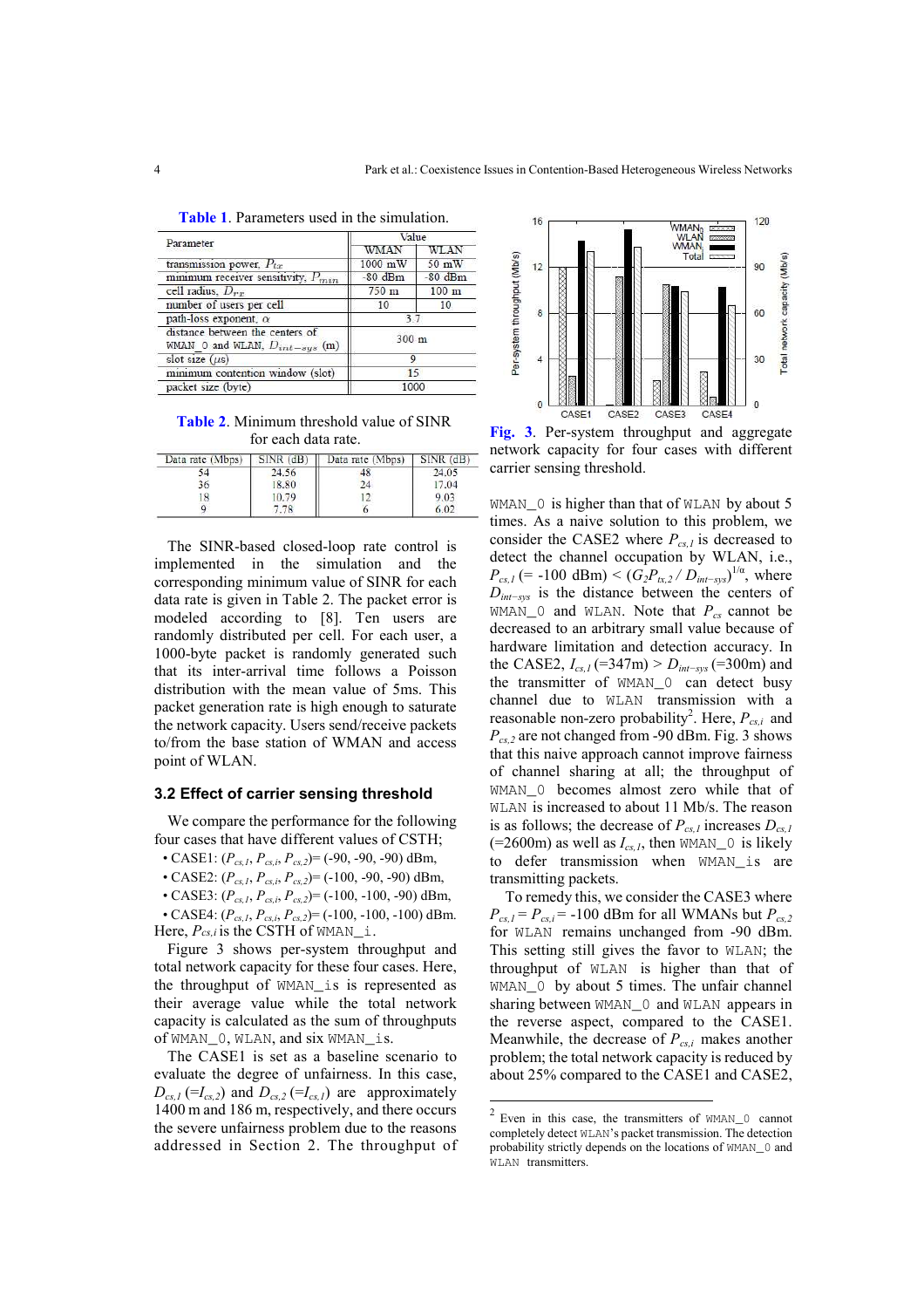Table 1. Parameters used in the simulation.

| Parameter | Value | |
|---|---|---|
| | WMAN | WLAN |
| transmission power, $P_{tx}$ | 1000 mW | 50 mW |
| minimum receiver sensitivity, $P_{min}$ | -80 dBm | -80 dBm |
| cell radius, $D_{rx}$ | 750 m | 100 m |
| number of users per cell | 10 | 10 |
| path-loss exponent, $\alpha$ | 3.7 | |
| distance between the centers of WMAN_0 and WLAN, $D_{int-sys}$ (m) | 300 m | |
| slot size (μs) | 9 | |
| minimum contention window (slot) | 15 | |
| packet size (byte) | 1000 | |

Table 2. Minimum threshold value of SINR for each data rate.

| Data rate (Mbps) | SINR (dB) | Data rate (Mbps) | SINR (dB) |
|---|---|---|---|
| 54 | 24.56 | 48 | 24.05 |
| 36 | 18.80 | 24 | 17.04 |
| 18 | 10.79 | 12 | 9.03 |
| 9 | 7.78 | 6 | 6.02 |

The SINR-based closed-loop rate control is implemented in the simulation and the corresponding minimum value of SINR for each data rate is given in Table 2. The packet error is modeled according to [8]. Ten users are randomly distributed per cell. For each user, a 1000-byte packet is randomly generated such that its inter-arrival time follows a Poisson distribution with the mean value of 5ms. This packet generation rate is high enough to saturate the network capacity. Users send/receive packets to/from the base station of WMAN and access point of WLAN.

### 3.2 Effect of carrier sensing threshold

We compare the performance for the following four cases that have different values of CSTH;

- CASE1: ($P_{cs,1}$, $P_{cs,i}$, $P_{cs,2}$)= (-90, -90, -90) dBm,
- CASE2: ($P_{cs,1}$, $P_{cs,i}$, $P_{cs,2}$)= (-100, -90, -90) dBm,
- CASE3: ($P_{cs,1}$, $P_{cs,i}$, $P_{cs,2}$)= (-100, -100, -90) dBm,
- CASE4: ($P_{cs,1}$, $P_{cs,i}$, $P_{cs,2}$)= (-100, -100, -100) dBm.

Here, $P_{cs,i}$ is the CSTH of WMAN_i.

Figure 3 shows per-system throughput and total network capacity for these four cases. Here, the throughput of WMAN_is is represented as their average value while the total network capacity is calculated as the sum of throughputs of WMAN_0, WLAN, and six WMAN_is.

The CASE1 is set as a baseline scenario to evaluate the degree of unfairness. In this case, $D_{cs,1}$ (=$I_{cs,2}$) and $D_{cs,2}$ (=$I_{cs,1}$) are approximately 1400 m and 186 m, respectively, and there occurs the severe unfairness problem due to the reasons addressed in Section 2. The throughput of WMAN_0 is higher than that of WLAN by about 5 times. As a naive solution to this problem, we consider the CASE2 where $P_{cs,1}$ is decreased to detect the channel occupation by WLAN, i.e., $P_{cs,1}$ (= -100 dBm) < $(G_2 P_{tx,2} / D_{int-sys})^{1/\alpha}$, where $D_{int-sys}$ is the distance between the centers of WMAN_0 and WLAN. Note that $P_{cs}$ cannot be decreased to an arbitrary small value because of hardware limitation and detection accuracy. In the CASE2, $I_{cs,1}$ (=347m) > $D_{int-sys}$ (=300m) and the transmitter of WMAN_0 can detect busy channel due to WLAN transmission with a reasonable non-zero probability[2]. Here, $P_{cs,i}$ and $P_{cs,2}$ are not changed from -90 dBm. Fig. 3 shows that this naive approach cannot improve fairness of channel sharing at all; the throughput of WMAN_0 becomes almost zero while that of WLAN is increased to about 11 Mb/s. The reason is as follows; the decrease of $P_{cs,1}$ increases $D_{cs,1}$ (=2600m) as well as $I_{cs,1}$, then WMAN_0 is likely to defer transmission when WMAN_is are transmitting packets.

Fig. 3. Per-system throughput and aggregate network capacity for four cases with different carrier sensing threshold.

To remedy this, we consider the CASE3 where $P_{cs,1}$ = $P_{cs,i}$ = -100 dBm for all WMANs but $P_{cs,2}$ for WLAN remains unchanged from -90 dBm. This setting still gives the favor to WLAN; the throughput of WLAN is higher than that of WMAN_0 by about 5 times. The unfair channel sharing between WMAN_0 and WLAN appears in the reverse aspect, compared to the CASE1. Meanwhile, the decrease of $P_{cs,i}$ makes another problem; the total network capacity is reduced by about 25% compared to the CASE1 and CASE2,

[2] Even in this case, the transmitters of WMAN_0 cannot completely detect WLAN's packet transmission. The detection probability strictly depends on the locations of WMAN_0 and WLAN transmitters.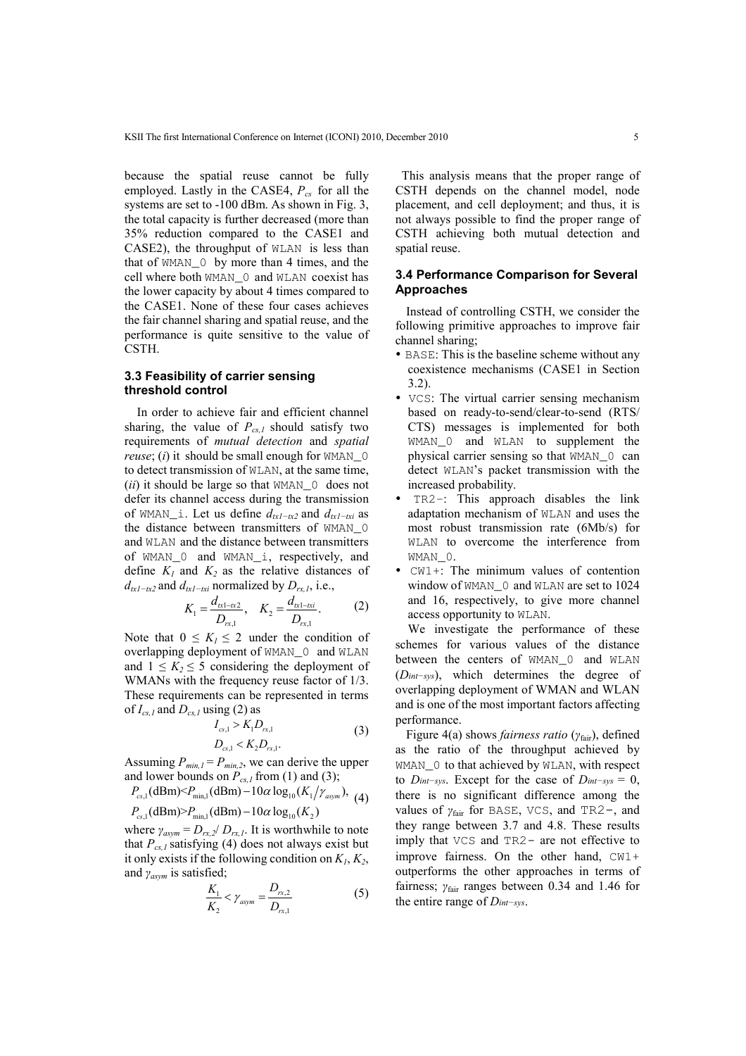because the spatial reuse cannot be fully employed. Lastly in the CASE4, $P_{cs}$ for all the systems are set to -100 dBm. As shown in Fig. 3, the total capacity is further decreased (more than 35% reduction compared to the CASE1 and CASE2), the throughput of `WLAN` is less than that of `WMAN_0` by more than 4 times, and the cell where both `WMAN_0` and `WLAN` coexist has the lower capacity by about 4 times compared to the CASE1. None of these four cases achieves the fair channel sharing and spatial reuse, and the performance is quite sensitive to the value of CSTH.

### 3.3 Feasibility of carrier sensing threshold control

In order to achieve fair and efficient channel sharing, the value of $P_{cs,1}$ should satisfy two requirements of *mutual detection* and *spatial reuse*; (*i*) it should be small enough for `WMAN_0` to detect transmission of `WLAN`, at the same time, (*ii*) it should be large so that `WMAN_0` does not defer its channel access during the transmission of `WMAN_i`. Let us define $d_{tx1-tx2}$ and $d_{tx1-txi}$ as the distance between transmitters of `WMAN_0` and `WLAN` and the distance between transmitters of `WMAN_0` and `WMAN_i`, respectively, and define $K_1$ and $K_2$ as the relative distances of $d_{tx1-tx2}$ and $d_{tx1-txi}$ normalized by $D_{rx,1}$, i.e.,

$$K_1 = \frac{d_{tx1-tx2}}{D_{rx,1}}, \quad K_2 = \frac{d_{tx1-txi}}{D_{rx,1}}. \tag{2}$$

Note that $0 \le K_1 \le 2$ under the condition of overlapping deployment of `WMAN_0` and `WLAN` and $1 \le K_2 \le 5$ considering the deployment of WMANs with the frequency reuse factor of 1/3. These requirements can be represented in terms of $I_{cs,1}$ and $D_{cs,1}$ using (2) as

$$\begin{aligned} I_{cs,1} &> K_1 D_{rx,1} \\ D_{cs,1} &< K_2 D_{rx,1}. \end{aligned} \tag{3}$$

Assuming $P_{min,1} = P_{min,2}$, we can derive the upper and lower bounds on $P_{cs,1}$ from (1) and (3);

$$\begin{aligned} P_{cs,1}(\text{dBm}) &< P_{\min,1}(\text{dBm}) - 10\alpha \log_{10}(K_1/\gamma_{asym}), \\ P_{cs,1}(\text{dBm}) &> P_{\min,1}(\text{dBm}) - 10\alpha \log_{10}(K_2) \end{aligned} \tag{4}$$

where $\gamma_{asym} = D_{rx,2}/D_{rx,1}$. It is worthwhile to note that $P_{cs,1}$ satisfying (4) does not always exist but it only exists if the following condition on $K_1$, $K_2$, and $\gamma_{asym}$ is satisfied;

$$\frac{K_1}{K_2} < \gamma_{asym} = \frac{D_{rx,2}}{D_{rx,1}} \tag{5}$$

This analysis means that the proper range of CSTH depends on the channel model, node placement, and cell deployment; and thus, it is not always possible to find the proper range of CSTH achieving both mutual detection and spatial reuse.

### 3.4 Performance Comparison for Several Approaches

Instead of controlling CSTH, we consider the following primitive approaches to improve fair channel sharing;

- `BASE`: This is the baseline scheme without any coexistence mechanisms (CASE1 in Section 3.2).
- `VCS`: The virtual carrier sensing mechanism based on ready-to-send/clear-to-send (RTS/CTS) messages is implemented for both `WMAN_0` and `WLAN` to supplement the physical carrier sensing so that `WMAN_0` can detect `WLAN`'s packet transmission with the increased probability.
- `TR2-`: This approach disables the link adaptation mechanism of `WLAN` and uses the most robust transmission rate (6Mb/s) for `WLAN` to overcome the interference from `WMAN_0`.
- `CW1+`: The minimum values of contention window of `WMAN_0` and `WLAN` are set to 1024 and 16, respectively, to give more channel access opportunity to `WLAN`.

We investigate the performance of these schemes for various values of the distance between the centers of `WMAN_0` and `WLAN` ($D_{int-sys}$), which determines the degree of overlapping deployment of WMAN and WLAN and is one of the most important factors affecting performance.

Figure 4(a) shows *fairness ratio* ($\gamma_{\text{fair}}$), defined as the ratio of the throughput achieved by `WMAN_0` to that achieved by `WLAN`, with respect to $D_{int-sys}$. Except for the case of $D_{int-sys} = 0$, there is no significant difference among the values of $\gamma_{\text{fair}}$ for `BASE`, `VCS`, and `TR2-`, and they range between 3.7 and 4.8. These results imply that `VCS` and `TR2-` are not effective to improve fairness. On the other hand, `CW1+` outperforms the other approaches in terms of fairness; $\gamma_{\text{fair}}$ ranges between 0.34 and 1.46 for the entire range of $D_{int-sys}$.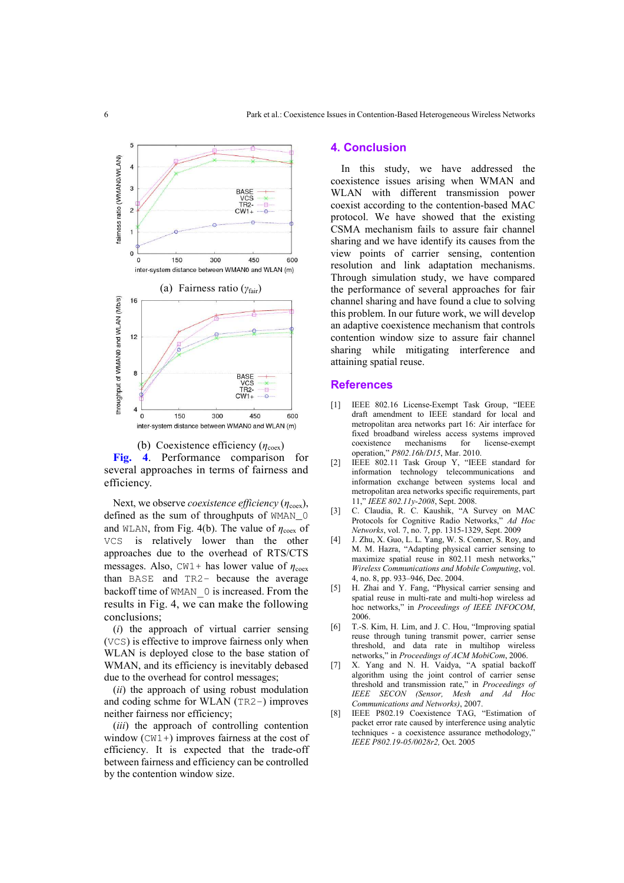fairness ratio (WMAN0/WLAN)

5
4
3
2
1
0

0 150 300 450 600

inter-system distance between WMAN0 and WLAN (m)

BASE
VCS
TR2-
CW1+

(a) Fairness ratio ($\gamma_{fair}$)

throughput of WMAN0 and WLAN (Mb/s)

16
12
8
4

0 150 300 450 600

inter-system distance between WMAN0 and WLAN (m)

BASE
VCS
TR2-
CW1+

(b) Coexistence efficiency ($\eta_{coex}$)

**Fig. 4.** Performance comparison for several approaches in terms of fairness and efficiency.

Next, we observe *coexistence efficiency* ($\eta_{coex}$), defined as the sum of throughputs of WMAN_0 and WLAN, from Fig. 4(b). The value of $\eta_{coex}$ of VCS is relatively lower than the other approaches due to the overhead of RTS/CTS messages. Also, CW1+ has lower value of $\eta_{coex}$ than BASE and TR2- because the average backoff time of WMAN_0 is increased. From the results in Fig. 4, we can make the following conclusions;

(*i*) the approach of virtual carrier sensing (VCS) is effective to improve fairness only when WLAN is deployed close to the base station of WMAN, and its efficiency is inevitably debased due to the overhead for control messages;

(*ii*) the approach of using robust modulation and coding schme for WLAN (TR2-) improves neither fairness nor efficiency;

(*iii*) the approach of controlling contention window (CW1+) improves fairness at the cost of efficiency. It is expected that the trade-off between fairness and efficiency can be controlled by the contention window size.

## 4. Conclusion

In this study, we have addressed the coexistence issues arising when WMAN and WLAN with different transmission power coexist according to the contention-based MAC protocol. We have showed that the existing CSMA mechanism fails to assure fair channel sharing and we have identify its causes from the view points of carrier sensing, contention resolution and link adaptation mechanisms. Through simulation study, we have compared the performance of several approaches for fair channel sharing and have found a clue to solving this problem. In our future work, we will develop an adaptive coexistence mechanism that controls contention window size to assure fair channel sharing while mitigating interference and attaining spatial reuse.

## References

[1] IEEE 802.16 License-Exempt Task Group, "IEEE draft amendment to IEEE standard for local and metropolitan area networks part 16: Air interface for fixed broadband wireless access systems improved coexistence mechanisms for license-exempt operation," *P802.16h/D15*, Mar. 2010.

[2] IEEE 802.11 Task Group Y, "IEEE standard for information technology telecommunications and information exchange between systems local and metropolitan area networks specific requirements, part 11," *IEEE 802.11y-2008*, Sept. 2008.

[3] C. Claudia, R. C. Kaushik, "A Survey on MAC Protocols for Cognitive Radio Networks," *Ad Hoc Networks*, vol. 7, no. 7, pp. 1315-1329, Sept. 2009

[4] J. Zhu, X. Guo, L. L. Yang, W. S. Conner, S. Roy, and M. M. Hazra, "Adapting physical carrier sensing to maximize spatial reuse in 802.11 mesh networks," *Wireless Communications and Mobile Computing*, vol. 4, no. 8, pp. 933–946, Dec. 2004.

[5] H. Zhai and Y. Fang, "Physical carrier sensing and spatial reuse in multi-rate and multi-hop wireless ad hoc networks," in *Proceedings of IEEE INFOCOM*, 2006.

[6] T.-S. Kim, H. Lim, and J. C. Hou, "Improving spatial reuse through tuning transmit power, carrier sense threshold, and data rate in multihop wireless networks," in *Proceedings of ACM MobiCom*, 2006.

[7] X. Yang and N. H. Vaidya, "A spatial backoff algorithm using the joint control of carrier sense threshold and transmission rate," in *Proceedings of IEEE SECON (Sensor, Mesh and Ad Hoc Communications and Networks)*, 2007.

[8] IEEE P802.19 Coexistence TAG, "Estimation of packet error rate caused by interference using analytic techniques - a coexistence assurance methodology," *IEEE P802.19-05/0028r2,* Oct. 2005